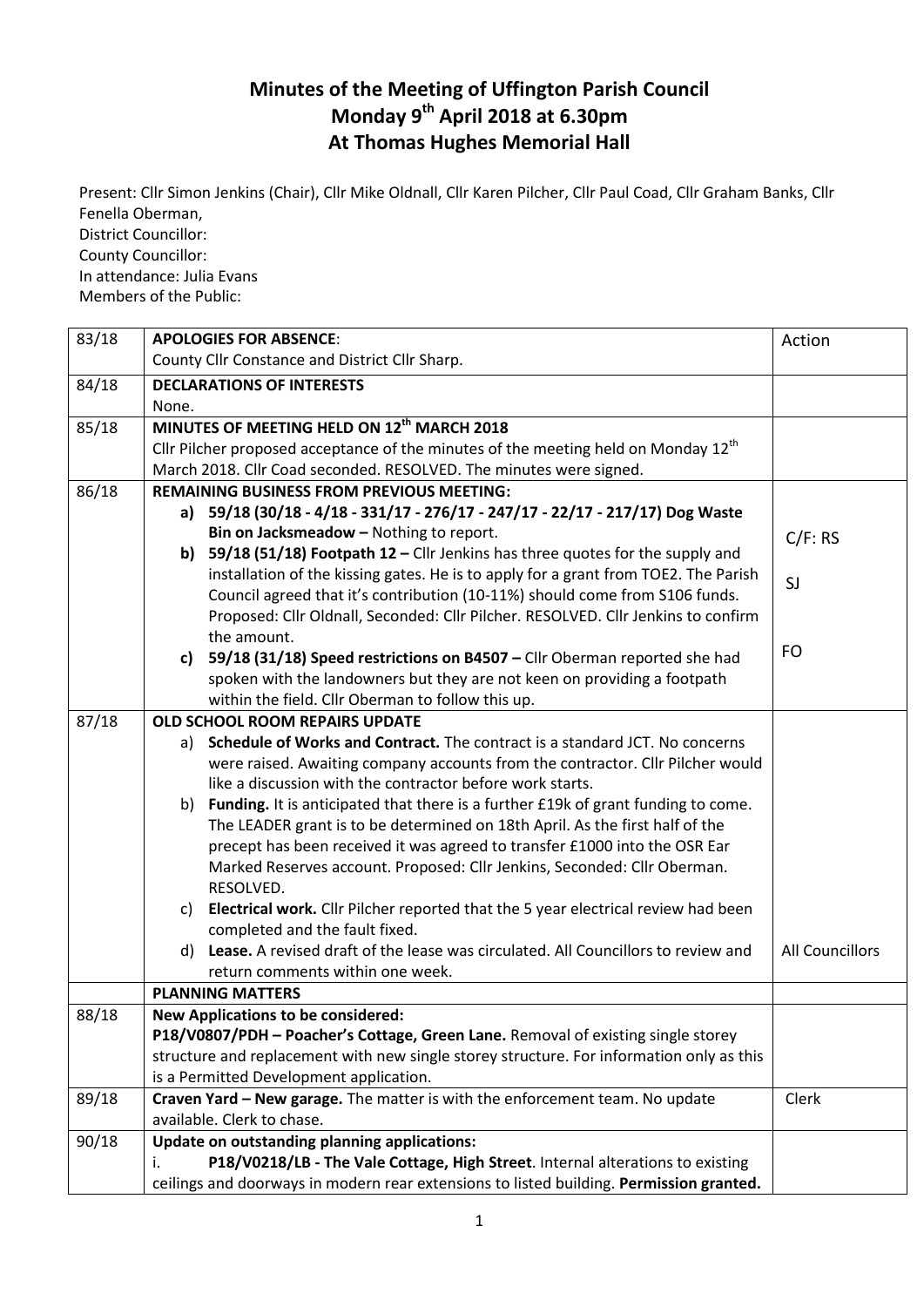# Minutes of the Meeting of Uffington Parish Council
# Monday 9th April 2018 at 6.30pm
# At Thomas Hughes Memorial Hall

Present: Cllr Simon Jenkins (Chair), Cllr Mike Oldnall, Cllr Karen Pilcher, Cllr Paul Coad, Cllr Graham Banks, Cllr Fenella Oberman,
District Councillor:
County Councillor:
In attendance: Julia Evans
Members of the Public:

| | | |
|---|---|---|
| 83/18 | **APOLOGIES FOR ABSENCE**:<br>County Cllr Constance and District Cllr Sharp. | Action |
| 84/18 | **DECLARATIONS OF INTERESTS**<br>None. | |
| 85/18 | **MINUTES OF MEETING HELD ON 12th MARCH 2018**<br>Cllr Pilcher proposed acceptance of the minutes of the meeting held on Monday 12th March 2018. Cllr Coad seconded. RESOLVED. The minutes were signed. | |
| 86/18 | **REMAINING BUSINESS FROM PREVIOUS MEETING:**<br>**a) 59/18 (30/18 - 4/18 - 331/17 - 276/17 - 247/17 - 22/17 - 217/17) Dog Waste Bin on Jacksmeadow –** Nothing to report.<br>**b) 59/18 (51/18) Footpath 12 –** Cllr Jenkins has three quotes for the supply and installation of the kissing gates. He is to apply for a grant from TOE2. The Parish Council agreed that it's contribution (10-11%) should come from S106 funds. Proposed: Cllr Oldnall, Seconded: Cllr Pilcher. RESOLVED. Cllr Jenkins to confirm the amount.<br>**c) 59/18 (31/18) Speed restrictions on B4507 –** Cllr Oberman reported she had spoken with the landowners but they are not keen on providing a footpath within the field. Cllr Oberman to follow this up. | C/F: RS<br><br>SJ<br><br>FO |
| 87/18 | **OLD SCHOOL ROOM REPAIRS UPDATE**<br>a) **Schedule of Works and Contract.** The contract is a standard JCT. No concerns were raised. Awaiting company accounts from the contractor. Cllr Pilcher would like a discussion with the contractor before work starts.<br>b) **Funding.** It is anticipated that there is a further £19k of grant funding to come. The LEADER grant is to be determined on 18th April. As the first half of the precept has been received it was agreed to transfer £1000 into the OSR Ear Marked Reserves account. Proposed: Cllr Jenkins, Seconded: Cllr Oberman. RESOLVED.<br>c) **Electrical work.** Cllr Pilcher reported that the 5 year electrical review had been completed and the fault fixed.<br>d) **Lease.** A revised draft of the lease was circulated. All Councillors to review and return comments within one week. | <br><br><br><br><br><br><br><br><br>All Councillors |
| | **PLANNING MATTERS** | |
| 88/18 | **New Applications to be considered:**<br>**P18/V0807/PDH – Poacher's Cottage, Green Lane.** Removal of existing single storey structure and replacement with new single storey structure. For information only as this is a Permitted Development application. | |
| 89/18 | **Craven Yard – New garage.** The matter is with the enforcement team. No update available. Clerk to chase. | Clerk |
| 90/18 | **Update on outstanding planning applications:**<br>i. **P18/V0218/LB - The Vale Cottage, High Street**. Internal alterations to existing ceilings and doorways in modern rear extensions to listed building. **Permission granted.** | |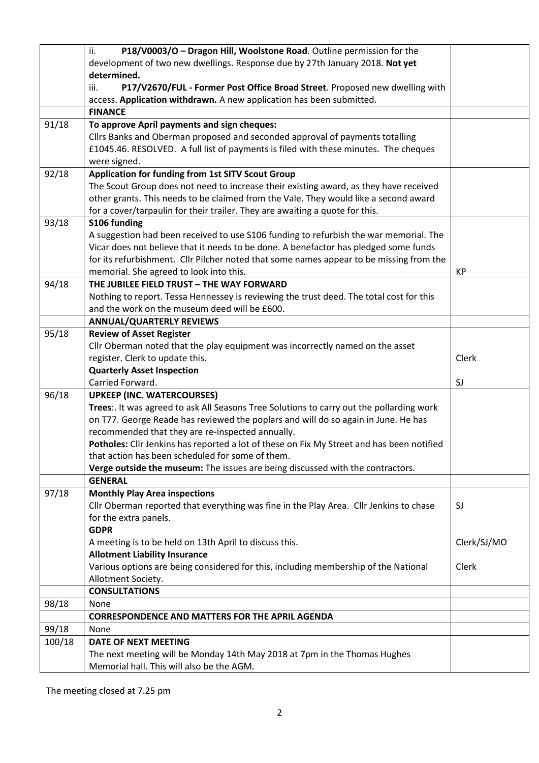| | | |
|---|---|---|
| | ii. **P18/V0003/O – Dragon Hill, Woolstone Road**. Outline permission for the development of two new dwellings. Response due by 27th January 2018. **Not yet determined.**<br>iii. **P17/V2670/FUL - Former Post Office Broad Street**. Proposed new dwelling with access. **Application withdrawn.** A new application has been submitted. | |
| | **FINANCE** | |
| 91/18 | **To approve April payments and sign cheques:**<br>Cllrs Banks and Oberman proposed and seconded approval of payments totalling £1045.46. RESOLVED. A full list of payments is filed with these minutes. The cheques were signed. | |
| 92/18 | **Application for funding from 1st SITV Scout Group**<br>The Scout Group does not need to increase their existing award, as they have received other grants. This needs to be claimed from the Vale. They would like a second award for a cover/tarpaulin for their trailer. They are awaiting a quote for this. | |
| 93/18 | **S106 funding**<br>A suggestion had been received to use S106 funding to refurbish the war memorial. The Vicar does not believe that it needs to be done. A benefactor has pledged some funds for its refurbishment. Cllr Pilcher noted that some names appear to be missing from the memorial. She agreed to look into this. | KP |
| 94/18 | **THE JUBILEE FIELD TRUST – THE WAY FORWARD**<br>Nothing to report. Tessa Hennessey is reviewing the trust deed. The total cost for this and the work on the museum deed will be £600. | |
| | **ANNUAL/QUARTERLY REVIEWS** | |
| 95/18 | **Review of Asset Register**<br>Cllr Oberman noted that the play equipment was incorrectly named on the asset register. Clerk to update this.<br>**Quarterly Asset Inspection**<br>Carried Forward. | Clerk<br><br><br>SJ |
| 96/18 | **UPKEEP (INC. WATERCOURSES)**<br>**Trees**:. It was agreed to ask All Seasons Tree Solutions to carry out the pollarding work on T77. George Reade has reviewed the poplars and will do so again in June. He has recommended that they are re-inspected annually.<br>**Potholes:** Cllr Jenkins has reported a lot of these on Fix My Street and has been notified that action has been scheduled for some of them.<br>**Verge outside the museum:** The issues are being discussed with the contractors. | |
| | **GENERAL** | |
| 97/18 | **Monthly Play Area inspections**<br>Cllr Oberman reported that everything was fine in the Play Area. Cllr Jenkins to chase for the extra panels.<br>**GDPR**<br>A meeting is to be held on 13th April to discuss this.<br>**Allotment Liability Insurance**<br>Various options are being considered for this, including membership of the National Allotment Society. | SJ<br><br><br>Clerk/SJ/MO<br><br>Clerk |
| | **CONSULTATIONS** | |
| 98/18 | None | |
| | **CORRESPONDENCE AND MATTERS FOR THE APRIL AGENDA** | |
| 99/18 | None | |
| 100/18 | **DATE OF NEXT MEETING**<br>The next meeting will be Monday 14th May 2018 at 7pm in the Thomas Hughes Memorial hall. This will also be the AGM. | |

The meeting closed at 7.25 pm